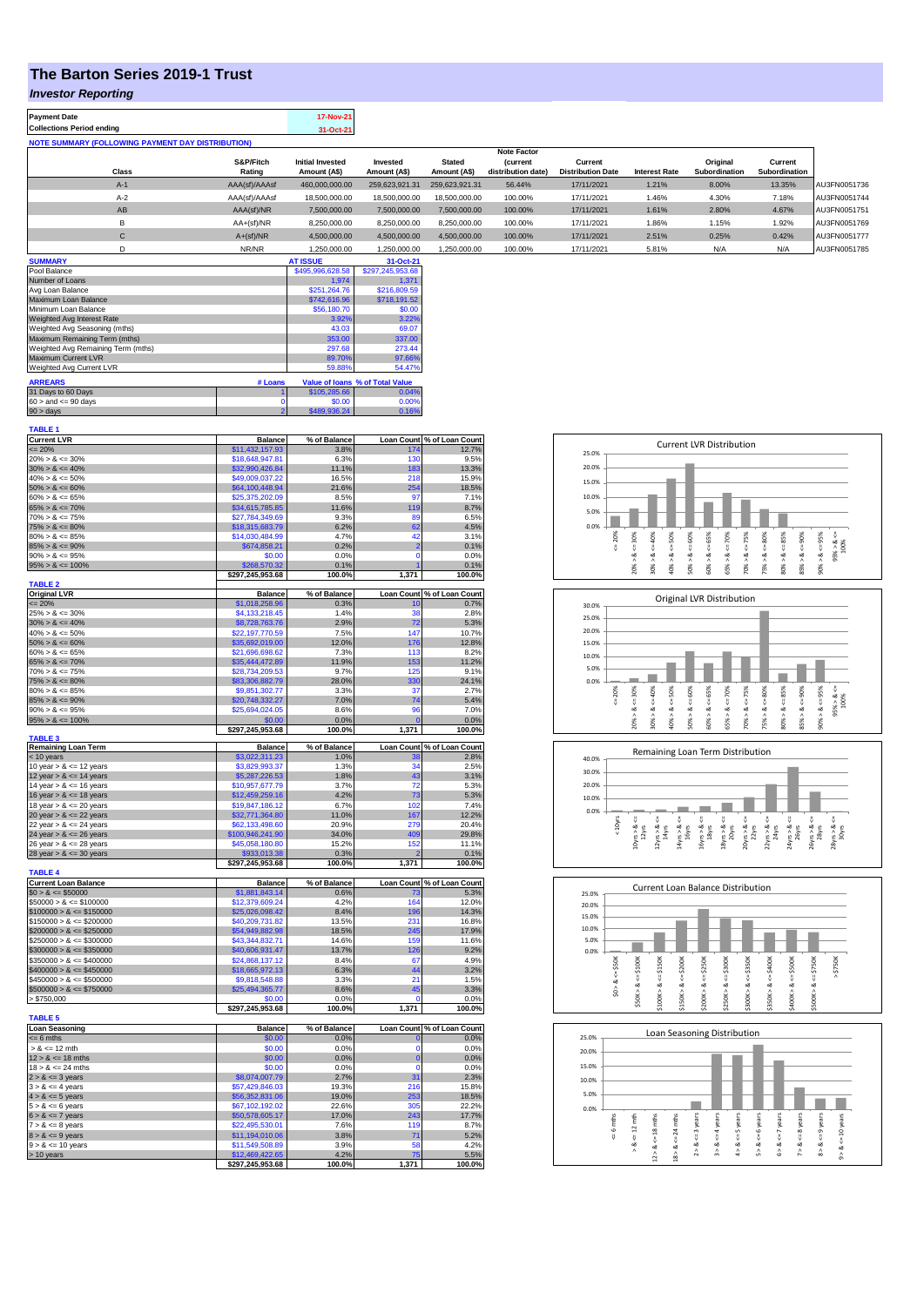# The Barton Series 2019-1 Trust

## *Investor Reporting*

| | |
|---|---|
| **Payment Date** | 17-Nov-21 |
| **Collections Period ending** | 31-Oct-21 |

**NOTE SUMMARY (FOLLOWING PAYMENT DAY DISTRIBUTION)**

| Class | S&P/Fitch Rating | Initial Invested Amount (A$) | Invested Amount (A$) | Stated Amount (A$) | Note Factor (current distribution date) | Current Distribution Date | Interest Rate | Original Subordination | Current Subordination | |
|---|---|---|---|---|---|---|---|---|---|---|
| A-1 | AAA(sf)/AAAsf | 460,000,000.00 | 259,623,921.31 | 259,623,921.31 | 56.44% | 17/11/2021 | 1.21% | 8.00% | 13.35% | AU3FN0051736 |
| A-2 | AAA(sf)/AAAsf | 18,500,000.00 | 18,500,000.00 | 18,500,000.00 | 100.00% | 17/11/2021 | 1.46% | 4.30% | 7.18% | AU3FN0051744 |
| AB | AAA(sf)/NR | 7,500,000.00 | 7,500,000.00 | 7,500,000.00 | 100.00% | 17/11/2021 | 1.61% | 2.80% | 4.67% | AU3FN0051751 |
| B | AA+(sf)/NR | 8,250,000.00 | 8,250,000.00 | 8,250,000.00 | 100.00% | 17/11/2021 | 1.86% | 1.15% | 1.92% | AU3FN0051769 |
| C | A+(sf)/NR | 4,500,000.00 | 4,500,000.00 | 4,500,000.00 | 100.00% | 17/11/2021 | 2.51% | 0.25% | 0.42% | AU3FN0051777 |
| D | NR/NR | 1,250,000.00 | 1,250,000.00 | 1,250,000.00 | 100.00% | 17/11/2021 | 5.81% | N/A | N/A | AU3FN0051785 |

| SUMMARY | AT ISSUE | 31-Oct-21 |
|---|---|---|
| Pool Balance | $495,996,628.58 | $297,245,953.68 |
| Number of Loans | 1,974 | 1,371 |
| Avg Loan Balance | $251,264.76 | $216,809.59 |
| Maximum Loan Balance | $742,616.96 | $718,191.52 |
| Minimum Loan Balance | $56,180.70 | $0.00 |
| Weighted Avg Interest Rate | 3.92% | 3.22% |
| Weighted Avg Seasoning (mths) | 43.03 | 69.07 |
| Maximum Remaining Term (mths) | 353.00 | 337.00 |
| Weighted Avg Remaining Term (mths) | 297.68 | 273.44 |
| Maximum Current LVR | 89.70% | 97.66% |
| Weighted Avg Current LVR | 59.88% | 54.47% |

| ARREARS | # Loans | Value of loans | % of Total Value |
|---|---|---|---|
| 31 Days to 60 Days | 1 | $105,285.66 | 0.04% |
| 60 > and <= 90 days | 0 | $0.00 | 0.00% |
| 90 > days | 2 | $489,936.24 | 0.16% |

**TABLE 1**

| Current LVR | Balance | % of Balance | Loan Count | % of Loan Count |
|---|---|---|---|---|
| <= 20% | $11,432,157.93 | 3.8% | 174 | 12.7% |
| 20% > & <= 30% | $18,648,947.81 | 6.3% | 130 | 9.5% |
| 30% > & <= 40% | $32,990,426.84 | 11.1% | 183 | 13.3% |
| 40% > & <= 50% | $49,009,037.22 | 16.5% | 218 | 15.9% |
| 50% > & <= 60% | $64,100,448.94 | 21.6% | 254 | 18.5% |
| 60% > & <= 65% | $25,375,202.09 | 8.5% | 97 | 7.1% |
| 65% > & <= 70% | $34,615,785.85 | 11.6% | 119 | 8.7% |
| 70% > & <= 75% | $27,784,349.69 | 9.3% | 89 | 6.5% |
| 75% > & <= 80% | $18,315,683.79 | 6.2% | 62 | 4.5% |
| 80% > & <= 85% | $14,030,484.99 | 4.7% | 42 | 3.1% |
| 85% > & <= 90% | $674,858.21 | 0.2% | 2 | 0.1% |
| 90% > & <= 95% | $0.00 | 0.0% | 0 | 0.0% |
| 95% > & <= 100% | $268,570.32 | 0.1% | 1 | 0.1% |
| | $297,245,953.68 | 100.0% | 1,371 | 100.0% |

**TABLE 2**

| Original LVR | Balance | % of Balance | Loan Count | % of Loan Count |
|---|---|---|---|---|
| <= 20% | $1,018,258.96 | 0.3% | 10 | 0.7% |
| 25% > & <= 30% | $4,133,218.45 | 1.4% | 38 | 2.8% |
| 30% > & <= 40% | $8,728,763.76 | 2.9% | 72 | 5.3% |
| 40% > & <= 50% | $22,197,770.59 | 7.5% | 147 | 10.7% |
| 50% > & <= 60% | $35,692,019.00 | 12.0% | 176 | 12.8% |
| 60% > & <= 65% | $21,696,698.62 | 7.3% | 113 | 8.2% |
| 65% > & <= 70% | $35,444,472.89 | 11.9% | 153 | 11.2% |
| 70% > & <= 75% | $28,734,209.53 | 9.7% | 125 | 9.1% |
| 75% > & <= 80% | $83,306,882.79 | 28.0% | 330 | 24.1% |
| 80% > & <= 85% | $9,851,302.77 | 3.3% | 37 | 2.7% |
| 85% > & <= 90% | $20,748,332.27 | 7.0% | 74 | 5.4% |
| 90% > & <= 95% | $25,694,024.05 | 8.6% | 96 | 7.0% |
| 95% > & <= 100% | $0.00 | 0.0% | 0 | 0.0% |
| | $297,245,953.68 | 100.0% | 1,371 | 100.0% |

**TABLE 3**

| Remaining Loan Term | Balance | % of Balance | Loan Count | % of Loan Count |
|---|---|---|---|---|
| < 10 years | $3,022,311.23 | 1.0% | 38 | 2.8% |
| 10 year > & <= 12 years | $3,829,993.37 | 1.3% | 34 | 2.5% |
| 12 year > & <= 14 years | $5,287,226.53 | 1.8% | 43 | 3.1% |
| 14 year > & <= 16 years | $10,957,677.79 | 3.7% | 72 | 5.3% |
| 16 year > & <= 18 years | $12,459,259.16 | 4.2% | 73 | 5.3% |
| 18 year > & <= 20 years | $19,847,186.12 | 6.7% | 102 | 7.4% |
| 20 year > & <= 22 years | $32,771,364.80 | 11.0% | 167 | 12.2% |
| 22 year > & <= 24 years | $62,133,498.60 | 20.9% | 279 | 20.4% |
| 24 year > & <= 26 years | $100,946,241.90 | 34.0% | 409 | 29.8% |
| 26 year > & <= 28 years | $45,058,180.80 | 15.2% | 152 | 11.1% |
| 28 year > & <= 30 years | $933,013.38 | 0.3% | 2 | 0.1% |
| | $297,245,953.68 | 100.0% | 1,371 | 100.0% |

**TABLE 4**

| Current Loan Balance | Balance | % of Balance | Loan Count | % of Loan Count |
|---|---|---|---|---|
| $0 > & <= $50000 | $1,881,843.14 | 0.6% | 73 | 5.3% |
| $50000 > & <= $100000 | $12,379,609.24 | 4.2% | 164 | 12.0% |
| $100000 > & <= $150000 | $25,026,098.42 | 8.4% | 196 | 14.3% |
| $150000 > & <= $200000 | $40,209,731.82 | 13.5% | 231 | 16.8% |
| $200000 > & <= $250000 | $54,949,882.98 | 18.5% | 245 | 17.9% |
| $250000 > & <= $300000 | $43,344,832.71 | 14.6% | 159 | 11.6% |
| $300000 > & <= $350000 | $40,606,931.47 | 13.7% | 126 | 9.2% |
| $350000 > & <= $400000 | $24,868,137.12 | 8.4% | 67 | 4.9% |
| $400000 > & <= $450000 | $18,665,972.13 | 6.3% | 44 | 3.2% |
| $450000 > & <= $500000 | $9,818,548.88 | 3.3% | 21 | 1.5% |
| $500000 > & <= $750000 | $25,494,365.77 | 8.6% | 45 | 3.3% |
| > $750,000 | $0.00 | 0.0% | 0 | 0.0% |
| | $297,245,953.68 | 100.0% | 1,371 | 100.0% |

**TABLE 5**

| Loan Seasoning | Balance | % of Balance | Loan Count | % of Loan Count |
|---|---|---|---|---|
| <= 6 mths | $0.00 | 0.0% | 0 | 0.0% |
| > & <= 12 mth | $0.00 | 0.0% | 0 | 0.0% |
| 12 > & <= 18 mths | $0.00 | 0.0% | 0 | 0.0% |
| 18 > & <= 24 mths | $0.00 | 0.0% | 0 | 0.0% |
| 2 > & <= 3 years | $8,074,007.79 | 2.7% | 31 | 2.3% |
| 3 > & <= 4 years | $57,429,846.03 | 19.3% | 216 | 15.8% |
| 4 > & <= 5 years | $56,352,831.06 | 19.0% | 253 | 18.5% |
| 5 > & <= 6 years | $67,102,192.02 | 22.6% | 305 | 22.2% |
| 6 > & <= 7 years | $50,578,605.17 | 17.0% | 243 | 17.7% |
| 7 > & <= 8 years | $22,495,530.01 | 7.6% | 119 | 8.7% |
| 8 > & <= 9 years | $11,194,010.06 | 3.8% | 71 | 5.2% |
| 9 > & <= 10 years | $11,549,508.89 | 3.9% | 58 | 4.2% |
| > 10 years | $12,469,422.65 | 4.2% | 75 | 5.5% |
| | $297,245,953.68 | 100.0% | 1,371 | 100.0% |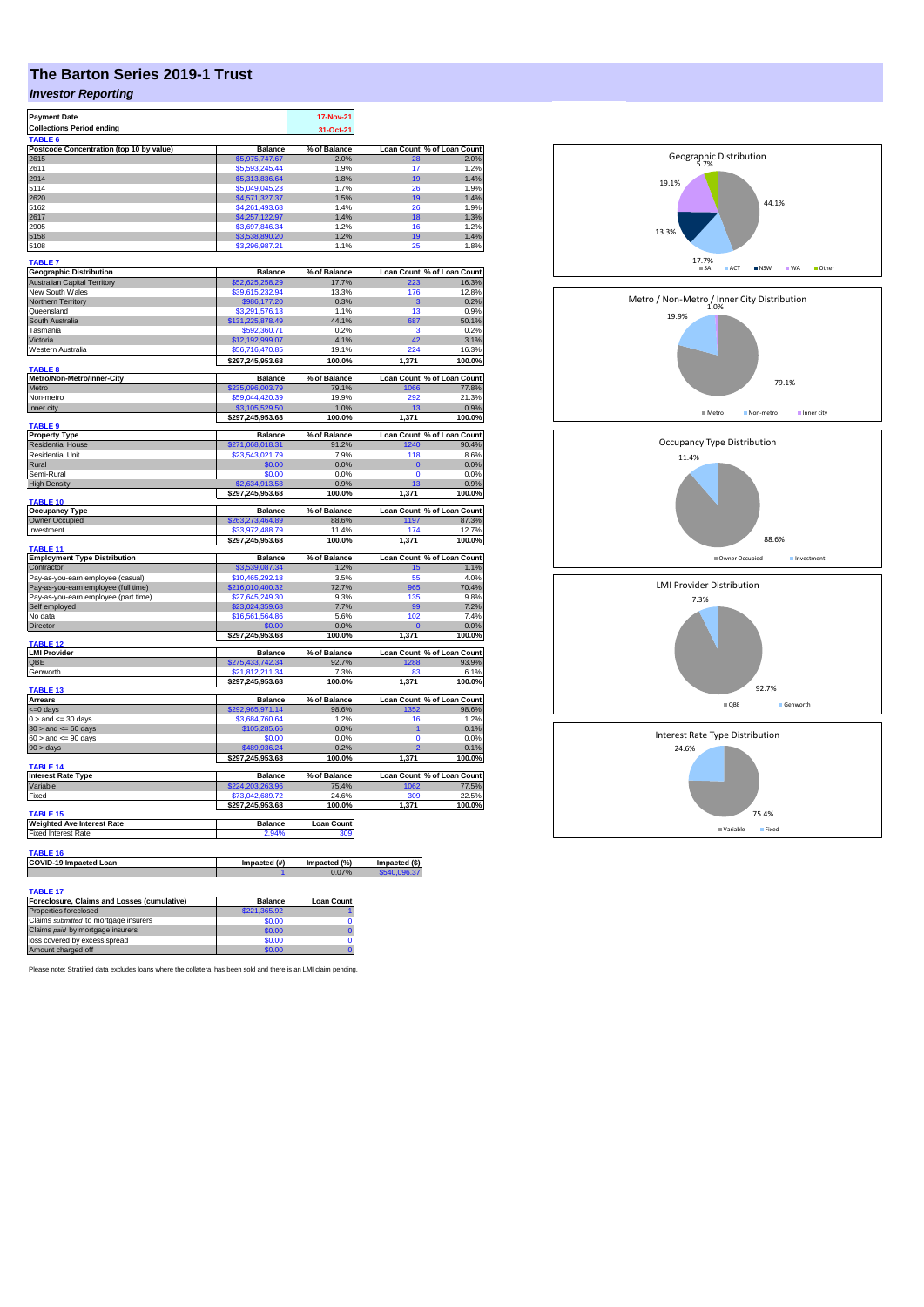# The Barton Series 2019-1 Trust

## *Investor Reporting*

| | |
|---|---|
| **Payment Date** | 17-Nov-21 |
| **Collections Period ending** | 31-Oct-21 |

**TABLE 6**

| Postcode Concentration (top 10 by value) | Balance | % of Balance | Loan Count | % of Loan Count |
|---|---|---|---|---|
| 2615 | $5,975,747.67 | 2.0% | 28 | 2.0% |
| 2611 | $5,593,245.44 | 1.9% | 17 | 1.2% |
| 2914 | $5,313,836.64 | 1.8% | 19 | 1.4% |
| 5114 | $5,049,045.23 | 1.7% | 26 | 1.9% |
| 2620 | $4,571,327.37 | 1.5% | 19 | 1.4% |
| 5162 | $4,261,493.68 | 1.4% | 26 | 1.9% |
| 2617 | $4,257,122.97 | 1.4% | 18 | 1.3% |
| 2905 | $3,697,846.34 | 1.2% | 16 | 1.2% |
| 5158 | $3,538,890.20 | 1.2% | 19 | 1.4% |
| 5108 | $3,296,987.21 | 1.1% | 25 | 1.8% |

**TABLE 7**

| Geographic Distribution | Balance | % of Balance | Loan Count | % of Loan Count |
|---|---|---|---|---|
| Australian Capital Territory | $52,625,258.29 | 17.7% | 223 | 16.3% |
| New South Wales | $39,615,232.94 | 13.3% | 176 | 12.8% |
| Northern Territory | $986,177.20 | 0.3% | 3 | 0.2% |
| Queensland | $3,291,576.13 | 1.1% | 13 | 0.9% |
| South Australia | $131,225,878.49 | 44.1% | 687 | 50.1% |
| Tasmania | $592,360.71 | 0.2% | 3 | 0.2% |
| Victoria | $12,192,999.07 | 4.1% | 42 | 3.1% |
| Western Australia | $56,716,470.85 | 19.1% | 224 | 16.3% |
| | $297,245,953.68 | 100.0% | 1,371 | 100.0% |

**TABLE 8**

| Metro/Non-Metro/Inner-City | Balance | % of Balance | Loan Count | % of Loan Count |
|---|---|---|---|---|
| Metro | $235,096,003.79 | 79.1% | 1066 | 77.8% |
| Non-metro | $59,044,420.39 | 19.9% | 292 | 21.3% |
| Inner city | $3,105,529.50 | 1.0% | 13 | 0.9% |
| | $297,245,953.68 | 100.0% | 1,371 | 100.0% |

**TABLE 9**

| Property Type | Balance | % of Balance | Loan Count | % of Loan Count |
|---|---|---|---|---|
| Residential House | $271,068,018.31 | 91.2% | 1240 | 90.4% |
| Residential Unit | $23,543,021.79 | 7.9% | 118 | 8.6% |
| Rural | $0.00 | 0.0% | 0 | 0.0% |
| Semi-Rural | $0.00 | 0.0% | 0 | 0.0% |
| High Density | $2,634,913.58 | 0.9% | 13 | 0.9% |
| | $297,245,953.68 | 100.0% | 1,371 | 100.0% |

**TABLE 10**

| Occupancy Type | Balance | % of Balance | Loan Count | % of Loan Count |
|---|---|---|---|---|
| Owner Occupied | $263,273,464.89 | 88.6% | 1197 | 87.3% |
| Investment | $33,972,488.79 | 11.4% | 174 | 12.7% |
| | $297,245,953.68 | 100.0% | 1,371 | 100.0% |

**TABLE 11**

| Employment Type Distribution | Balance | % of Balance | Loan Count | % of Loan Count |
|---|---|---|---|---|
| Contractor | $3,539,087.34 | 1.2% | 15 | 1.1% |
| Pay-as-you-earn employee (casual) | $10,465,292.18 | 3.5% | 55 | 4.0% |
| Pay-as-you-earn employee (full time) | $216,010,400.32 | 72.7% | 965 | 70.4% |
| Pay-as-you-earn employee (part time) | $27,645,249.30 | 9.3% | 135 | 9.8% |
| Self employed | $23,024,359.68 | 7.7% | 99 | 7.2% |
| No data | $16,561,564.86 | 5.6% | 102 | 7.4% |
| Director | $0.00 | 0.0% | 0 | 0.0% |
| | $297,245,953.68 | 100.0% | 1,371 | 100.0% |

**TABLE 12**

| LMI Provider | Balance | % of Balance | Loan Count | % of Loan Count |
|---|---|---|---|---|
| QBE | $275,433,742.34 | 92.7% | 1288 | 93.9% |
| Genworth | $21,812,211.34 | 7.3% | 83 | 6.1% |
| | $297,245,953.68 | 100.0% | 1,371 | 100.0% |

**TABLE 13**

| Arrears | Balance | % of Balance | Loan Count | % of Loan Count |
|---|---|---|---|---|
| <=0 days | $292,965,971.14 | 98.6% | 1352 | 98.6% |
| 0 > and <= 30 days | $3,684,760.64 | 1.2% | 16 | 1.2% |
| 30 > and <= 60 days | $105,285.66 | 0.0% | 1 | 0.1% |
| 60 > and <= 90 days | $0.00 | 0.0% | 0 | 0.0% |
| 90 > days | $489,936.24 | 0.2% | 2 | 0.1% |
| | $297,245,953.68 | 100.0% | 1,371 | 100.0% |

**TABLE 14**

| Interest Rate Type | Balance | % of Balance | Loan Count | % of Loan Count |
|---|---|---|---|---|
| Variable | $224,203,263.96 | 75.4% | 1062 | 77.5% |
| Fixed | $73,042,689.72 | 24.6% | 309 | 22.5% |
| | $297,245,953.68 | 100.0% | 1,371 | 100.0% |

**TABLE 15**

| Weighted Ave Interest Rate | Balance | Loan Count |
|---|---|---|
| Fixed Interest Rate | 2.94% | 309 |

**TABLE 16**

| COVID-19 Impacted Loan | Impacted (#) | Impacted (%) | Impacted ($) |
|---|---|---|---|
| | 1 | 0.07% | $540,096.37 |

**TABLE 17**

| Foreclosure, Claims and Losses (cumulative) | Balance | Loan Count |
|---|---|---|
| Properties foreclosed | $221,365.92 | 1 |
| Claims *submitted* to mortgage insurers | $0.00 | 0 |
| Claims *paid* by mortgage insurers | $0.00 | 0 |
| loss covered by excess spread | $0.00 | 0 |
| Amount charged off | $0.00 | 0 |

Please note: Stratified data excludes loans where the collateral has been sold and there is an LMI claim pending.

Geographic Distribution: SA 44.1%, ACT 17.7%, NSW 13.3%, WA 19.1%, Other 5.7%

Metro / Non-Metro / Inner City Distribution: Metro 79.1%, Non-metro 19.9%, Inner city 1.0%

Occupancy Type Distribution: Owner Occupied 88.6%, Investment 11.4%

LMI Provider Distribution: QBE 92.7%, Genworth 7.3%

Interest Rate Type Distribution: Variable 75.4%, Fixed 24.6%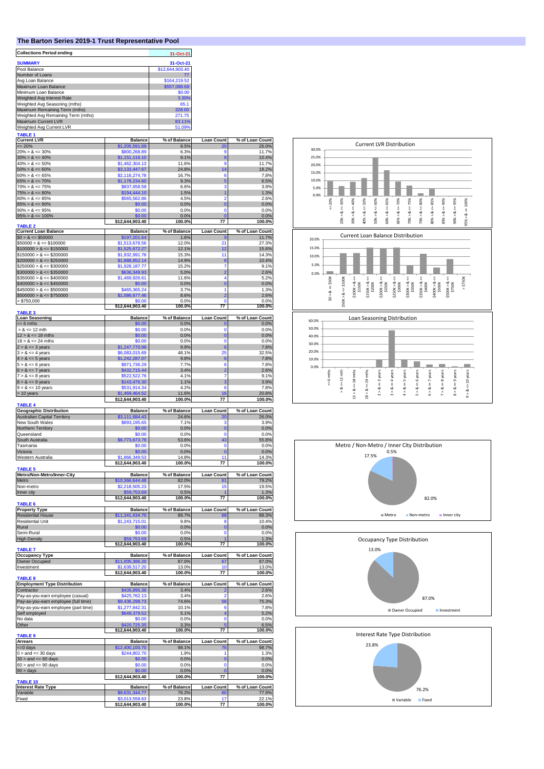# The Barton Series 2019-1 Trust Representative Pool

| Collections Period ending | 31-Oct-21 |
|---|---|

| SUMMARY | 31-Oct-21 |
|---|---|
| Pool Balance | $12,644,903.40 |
| Number of Loans | 77 |
| Avg Loan Balance | $164,219.52 |
| Maximum Loan Balance | $557,089.69 |
| Minimum Loan Balance | $0.00 |
| Weighted Avg Interest Rate | 3.30% |
| Weighted Avg Seasoning (mths) | 65.1 |
| Maximum Remaining Term (mths) | 328.00 |
| Weighted Avg Remaining Term (mths) | 271.75 |
| Maximum Current LVR | 83.11% |
| Weighted Avg Current LVR | 51.09% |

**TABLE 1**

| Current LVR | Balance | % of Balance | Loan Count | % of Loan Count |
|---|---|---|---|---|
| <= 20% | $1,205,591.69 | 9.5% | 20 | 26.0% |
| 20% > & <= 30% | $800,268.89 | 6.3% | 9 | 11.7% |
| 30% > & <= 40% | $1,151,116.10 | 9.1% | 8 | 10.4% |
| 40% > & <= 50% | $1,462,304.13 | 11.6% | 9 | 11.7% |
| 50% > & <= 60% | $3,133,447.67 | 24.8% | 14 | 18.2% |
| 60% > & <= 65% | $2,116,274.78 | 16.7% | 6 | 7.8% |
| 65% > & <= 70% | $1,178,234.60 | 9.3% | 5 | 6.5% |
| 70% > & <= 75% | $837,658.58 | 6.6% | 3 | 3.9% |
| 75% > & <= 80% | $194,444.10 | 1.5% | 1 | 1.3% |
| 80% > & <= 85% | $565,562.86 | 4.5% | 2 | 2.6% |
| 85% > & <= 90% | $0.00 | 0.0% | 0 | 0.0% |
| 90% > & <= 95% | $0.00 | 0.0% | 0 | 0.0% |
| 95% > & <= 100% | $0.00 | 0.0% | 0 | 0.0% |
| | $12,644,903.40 | 100.0% | 77 | 100.0% |

Current LVR Distribution

30.0%
25.0%
20.0%
15.0%
10.0%
5.0%
0.0%

<= 20%
20% > & <= 30%
30% > & <= 40%
40% > & <= 50%
50% > & <= 60%
60% > & <= 65%
65% > & <= 70%
70% > & <= 75%
75% > & <= 80%
80% > & <= 85%
85% > & <= 90%
90% > & <= 95%
95% > & <= 100%

**TABLE 2**

| Current Loan Balance | Balance | % of Balance | Loan Count | % of Loan Count |
|---|---|---|---|---|
| $0 > & <= $50000 | $197,201.64 | 1.6% | 9 | 11.7% |
| $50000 > & <= $100000 | $1,513,678.56 | 12.0% | 21 | 27.3% |
| $100000 > & <= $150000 | $1,525,672.27 | 12.1% | 12 | 15.6% |
| $150000 > & <= $200000 | $1,932,991.78 | 15.3% | 11 | 14.3% |
| $200000 > & <= $250000 | $1,888,852.14 | 14.9% | 8 | 10.4% |
| $250000 > & <= $300000 | $1,928,187.77 | 15.2% | 7 | 9.1% |
| $300000 > & <= $350000 | $636,349.93 | 5.0% | 2 | 2.6% |
| $350000 > & <= $400000 | $1,469,926.61 | 11.6% | 4 | 5.2% |
| $400000 > & <= $450000 | $0.00 | 0.0% | 0 | 0.0% |
| $450000 > & <= $500000 | $465,365.24 | 3.7% | 1 | 1.3% |
| $500000 > & <= $750000 | $1,086,677.46 | 8.6% | 2 | 2.6% |
| > $750,000 | $0.00 | 0.0% | 0 | 0.0% |
| | $12,644,903.40 | 100.0% | 77 | 100.0% |

Current Loan Balance Distribution

20.0%
15.0%
10.0%
5.0%
0.0%

$0 > & <= $50K
$50K > & <= $100K
$100K > & <= $150K
$150K > & <= $200K
$200K > & <= $250K
$250K > & <= $300K
$300K > & <= $350K
$350K > & <= $400K
$400K > & <= $500K
$500K > & <= $750K
> $750K

**TABLE 3**

| Loan Seasoning | Balance | % of Balance | Loan Count | % of Loan Count |
|---|---|---|---|---|
| <= 6 mths | $0.00 | 0.0% | 0 | 0.0% |
| > & <= 12 mth | $0.00 | 0.0% | 0 | 0.0% |
| 12 > & <= 18 mths | $0.00 | 0.0% | 0 | 0.0% |
| 18 > & <= 24 mths | $0.00 | 0.0% | 0 | 0.0% |
| 2 > & <= 3 years | $1,247,770.99 | 9.9% | 6 | 7.8% |
| 3 > & <= 4 years | $6,083,015.69 | 48.1% | 25 | 32.5% |
| 4 > & <= 5 years | $1,242,287.07 | 9.8% | 6 | 7.8% |
| 5 > & <= 6 years | $971,736.29 | 7.7% | 6 | 7.8% |
| 6 > & <= 7 years | $432,715.44 | 3.4% | 2 | 2.6% |
| 7 > & <= 8 years | $522,522.76 | 4.1% | 7 | 9.1% |
| 8 > & <= 9 years | $143,476.30 | 1.1% | 3 | 3.9% |
| 9 > & <= 10 years | $531,914.34 | 4.2% | 6 | 7.8% |
| > 10 years | $1,469,464.52 | 11.6% | 16 | 20.8% |
| | $12,644,903.40 | 100.0% | 77 | 100.0% |

Loan Seasoning Distribution

60.0%
50.0%
40.0%
30.0%
20.0%
10.0%
0.0%

<= 6 mths
> & <= 12 mth
12 > & <= 18 mths
18 > & <= 24 mths
2 > & <= 3 years
3 > & <= 4 years
4 > & <= 5 years
5 > & <= 6 years
6 > & <= 7 years
7 > & <= 8 years
8 > & <= 9 years
9 > & <= 10 years

**TABLE 4**

| Geographic Distribution | Balance | % of Balance | Loan Count | % of Loan Count |
|---|---|---|---|---|
| Australian Capital Territory | $3,111,684.43 | 24.6% | 20 | 26.0% |
| New South Wales | $893,195.65 | 7.1% | 3 | 3.9% |
| Northern Territory | $0.00 | 0.0% | 0 | 0.0% |
| Queensland | $0.00 | 0.0% | 0 | 0.0% |
| South Australia | $6,773,673.79 | 53.6% | 43 | 55.8% |
| Tasmania | $0.00 | 0.0% | 0 | 0.0% |
| Victoria | $0.00 | 0.0% | 0 | 0.0% |
| Western Australia | $1,866,349.53 | 14.8% | 11 | 14.3% |
| | $12,644,903.40 | 100.0% | 77 | 100.0% |

**TABLE 5**

| Metro/Non-Metro/Inner-City | Balance | % of Balance | Loan Count | % of Loan Count |
|---|---|---|---|---|
| Metro | $10,366,644.48 | 82.0% | 61 | 79.2% |
| Non-metro | $2,218,505.23 | 17.5% | 15 | 19.5% |
| Inner city | $59,753.69 | 0.5% | 1 | 1.3% |
| | $12,644,903.40 | 100.0% | 77 | 100.0% |

Metro / Non-Metro / Inner City Distribution

0.5%
17.5%
82.0%

Metro
Non-metro
Inner city

**TABLE 6**

| Property Type | Balance | % of Balance | Loan Count | % of Loan Count |
|---|---|---|---|---|
| Residential House | $11,341,434.70 | 89.7% | 68 | 88.3% |
| Residential Unit | $1,243,715.01 | 9.8% | 8 | 10.4% |
| Rural | $0.00 | 0.0% | 0 | 0.0% |
| Semi-Rural | $0.00 | 0.0% | 0 | 0.0% |
| High Density | $59,753.69 | 0.5% | 1 | 1.3% |
| | $12,644,903.40 | 100.0% | 77 | 100.0% |

**TABLE 7**

| Occupancy Type | Balance | % of Balance | Loan Count | % of Loan Count |
|---|---|---|---|---|
| Owner Occupied | $11,005,386.20 | 87.0% | 67 | 87.0% |
| Investment | $1,639,517.20 | 13.0% | 10 | 13.0% |
| | $12,644,903.40 | 100.0% | 77 | 100.0% |

Occupancy Type Distribution

13.0%
87.0%

Owner Occupied
Investment

**TABLE 8**

| Employment Type Distribution | Balance | % of Balance | Loan Count | % of Loan Count |
|---|---|---|---|---|
| Contractor | $435,895.36 | 3.4% | 2 | 2.6% |
| Pay-as-you-earn employee (casual) | $425,762.13 | 3.4% | 2 | 2.6% |
| Pay-as-you-earn employee (full time) | $9,436,298.73 | 74.6% | 58 | 75.3% |
| Pay-as-you-earn employee (part time) | $1,277,842.31 | 10.1% | 6 | 7.8% |
| Self employed | $648,379.52 | 5.1% | 4 | 5.2% |
| No data | $0.00 | 0.0% | 0 | 0.0% |
| Other | $420,725.35 | 3.3% | 5 | 6.5% |
| | $12,644,903.40 | 100.0% | 77 | 100.0% |

**TABLE 9**

| Arrears | Balance | % of Balance | Loan Count | % of Loan Count |
|---|---|---|---|---|
| <=0 days | $12,400,100.70 | 98.1% | 76 | 98.7% |
| 0 > and <= 30 days | $244,802.70 | 1.9% | 1 | 1.3% |
| 30 > and <= 60 days | $0.00 | 0.0% | 0 | 0.0% |
| 60 > and <= 90 days | $0.00 | 0.0% | 0 | 0.0% |
| 90 > days | $0.00 | 0.0% | 0 | 0.0% |
| | $12,644,903.40 | 100.0% | 77 | 100.0% |

**TABLE 10**

| Interest Rate Type | Balance | % of Balance | Loan Count | % of Loan Count |
|---|---|---|---|---|
| Variable | $9,631,344.77 | 76.2% | 60 | 77.9% |
| Fixed | $3,013,558.63 | 23.8% | 17 | 22.1% |
| | $12,644,903.40 | 100.0% | 77 | 100.0% |

Interest Rate Type Distribution

23.8%
76.2%

Variable
Fixed